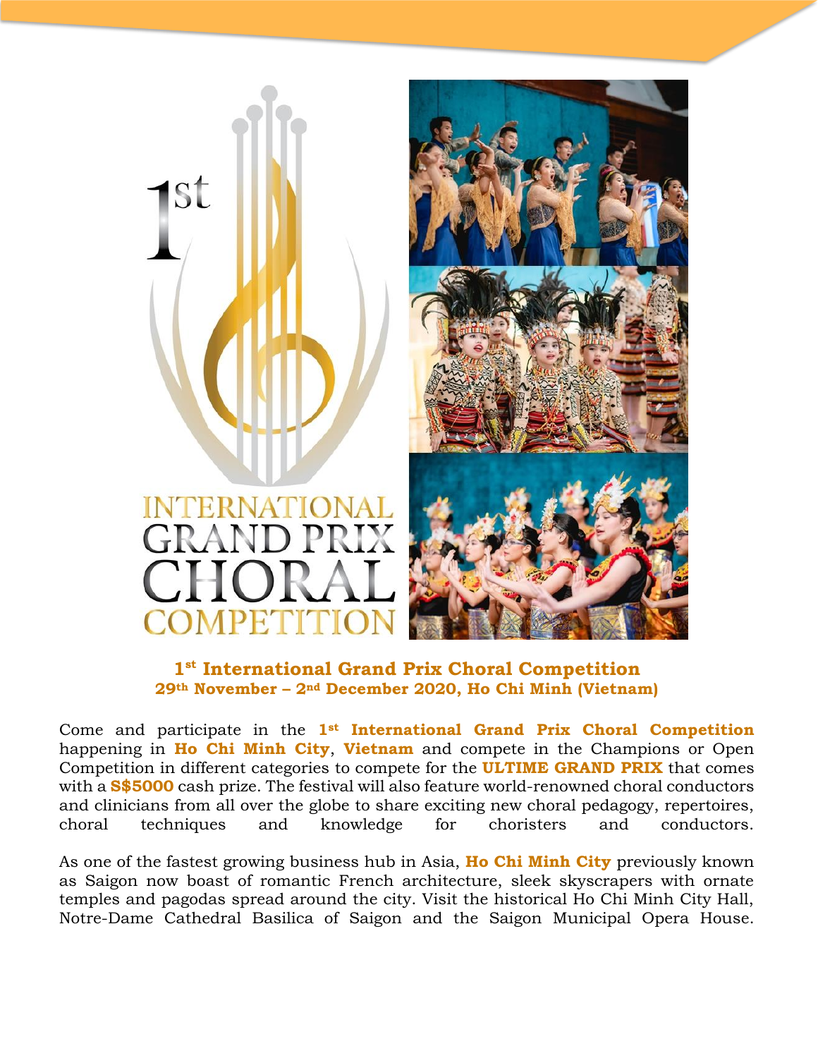# 1st International Grand Prix Choral Competition

## 29th November – 2nd December 2020, Ho Chi Minh (Vietnam)

Come and participate in the **1st International Grand Prix Choral Competition** happening in **Ho Chi Minh City**, **Vietnam** and compete in the Champions or Open Competition in different categories to compete for the **ULTIME GRAND PRIX** that comes with a **S$5000** cash prize. The festival will also feature world-renowned choral conductors and clinicians from all over the globe to share exciting new choral pedagogy, repertoires, choral techniques and knowledge for choristers and conductors.

As one of the fastest growing business hub in Asia, **Ho Chi Minh City** previously known as Saigon now boast of romantic French architecture, sleek skyscrapers with ornate temples and pagodas spread around the city. Visit the historical Ho Chi Minh City Hall, Notre-Dame Cathedral Basilica of Saigon and the Saigon Municipal Opera House.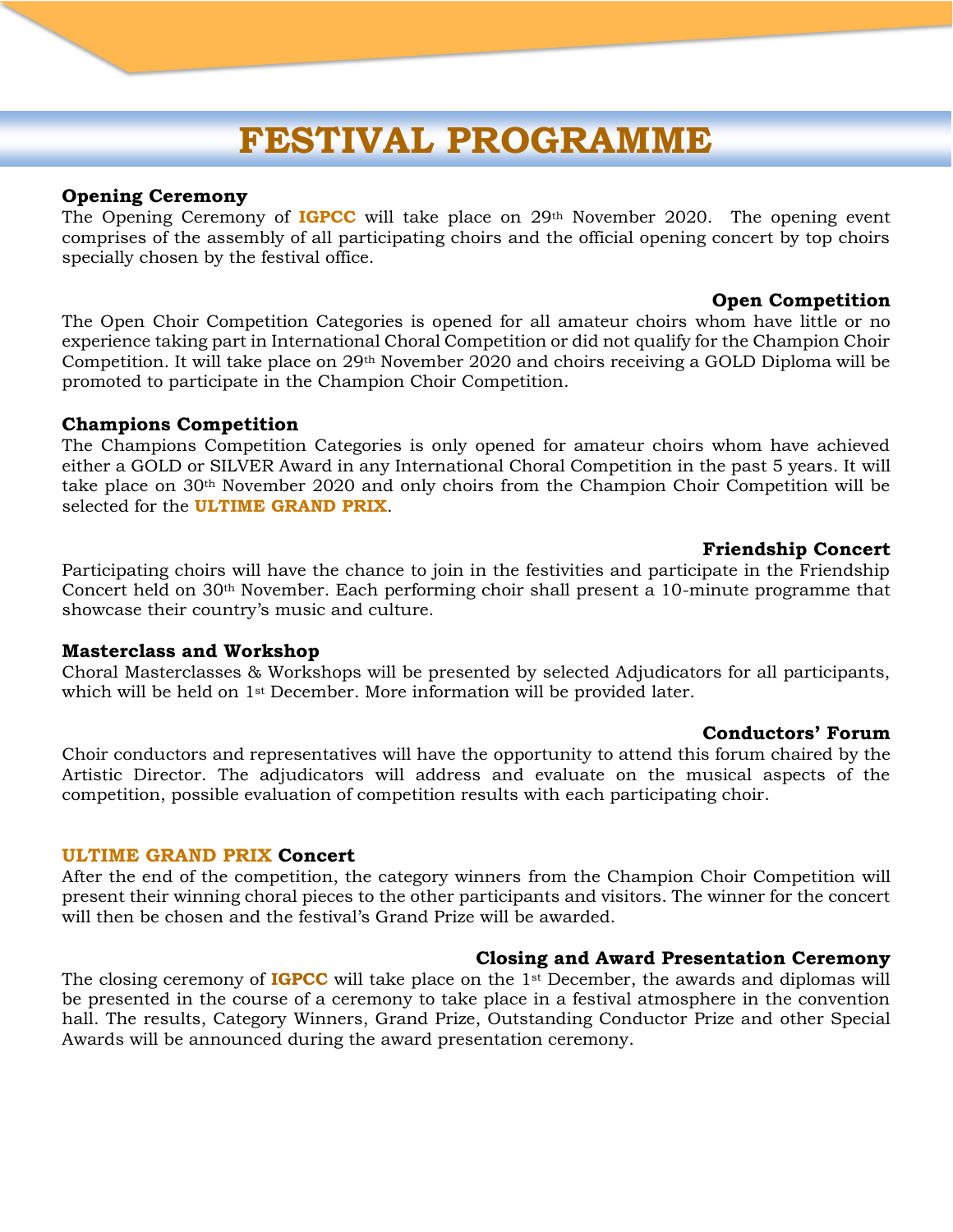# FESTIVAL PROGRAMME

### Opening Ceremony

The Opening Ceremony of **IGPCC** will take place on 29th November 2020. The opening event comprises of the assembly of all participating choirs and the official opening concert by top choirs specially chosen by the festival office.

### Open Competition

The Open Choir Competition Categories is opened for all amateur choirs whom have little or no experience taking part in International Choral Competition or did not qualify for the Champion Choir Competition. It will take place on 29th November 2020 and choirs receiving a GOLD Diploma will be promoted to participate in the Champion Choir Competition.

### Champions Competition

The Champions Competition Categories is only opened for amateur choirs whom have achieved either a GOLD or SILVER Award in any International Choral Competition in the past 5 years. It will take place on 30th November 2020 and only choirs from the Champion Choir Competition will be selected for the **ULTIME GRAND PRIX**.

### Friendship Concert

Participating choirs will have the chance to join in the festivities and participate in the Friendship Concert held on 30th November. Each performing choir shall present a 10-minute programme that showcase their country's music and culture.

### Masterclass and Workshop

Choral Masterclasses & Workshops will be presented by selected Adjudicators for all participants, which will be held on 1st December. More information will be provided later.

### Conductors' Forum

Choir conductors and representatives will have the opportunity to attend this forum chaired by the Artistic Director. The adjudicators will address and evaluate on the musical aspects of the competition, possible evaluation of competition results with each participating choir.

### ULTIME GRAND PRIX Concert

After the end of the competition, the category winners from the Champion Choir Competition will present their winning choral pieces to the other participants and visitors. The winner for the concert will then be chosen and the festival's Grand Prize will be awarded.

### Closing and Award Presentation Ceremony

The closing ceremony of **IGPCC** will take place on the 1st December, the awards and diplomas will be presented in the course of a ceremony to take place in a festival atmosphere in the convention hall. The results, Category Winners, Grand Prize, Outstanding Conductor Prize and other Special Awards will be announced during the award presentation ceremony.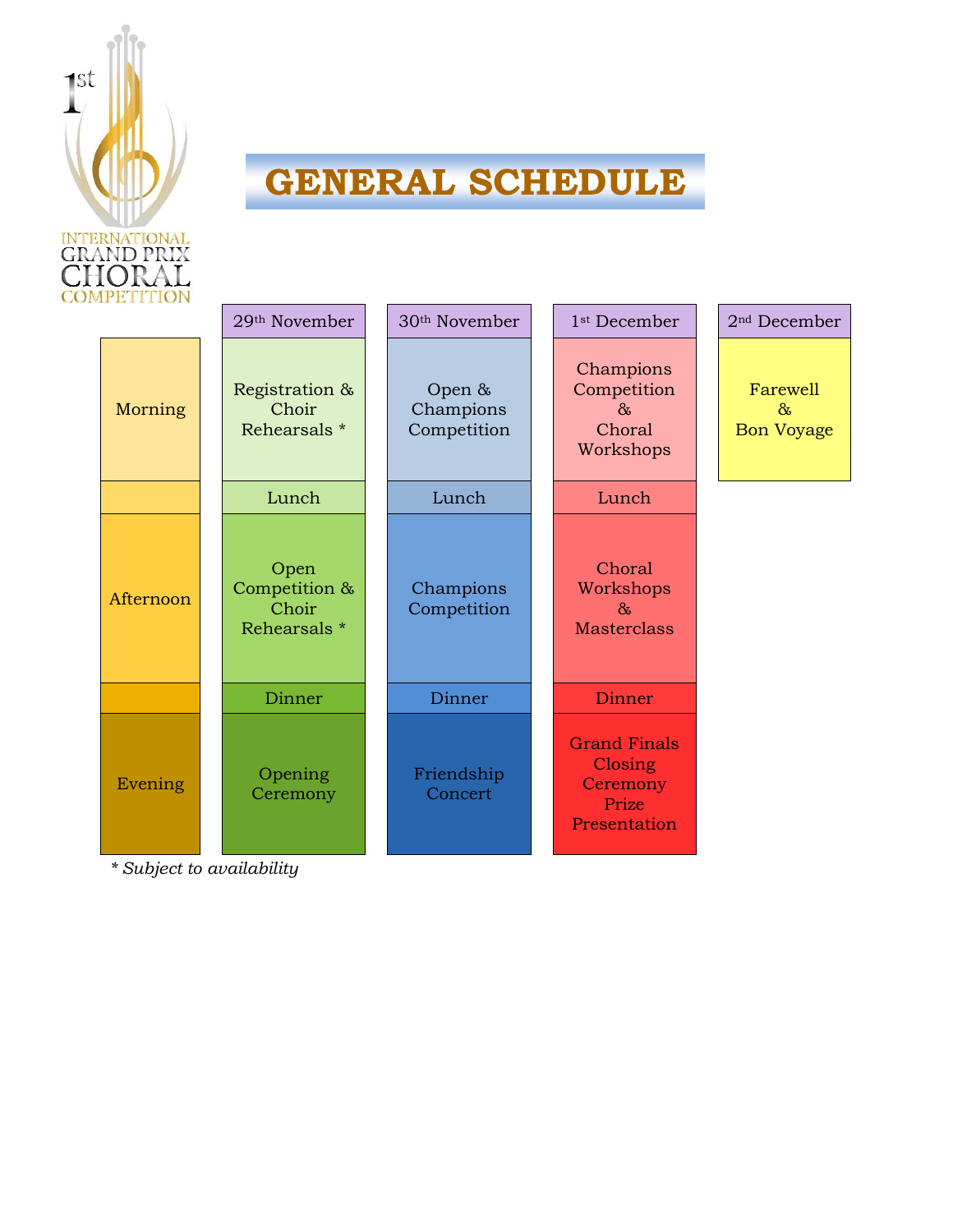1st INTERNATIONAL GRAND PRIX CHORAL COMPETITION

# GENERAL SCHEDULE

| | 29th November | 30th November | 1st December | 2nd December |
|---|---|---|---|---|
| Morning | Registration & Choir Rehearsals * | Open & Champions Competition | Champions Competition & Choral Workshops | Farewell & Bon Voyage |
| | Lunch | Lunch | Lunch | |
| Afternoon | Open Competition & Choir Rehearsals * | Champions Competition | Choral Workshops & Masterclass | |
| | Dinner | Dinner | Dinner | |
| Evening | Opening Ceremony | Friendship Concert | Grand Finals Closing Ceremony Prize Presentation | |

*\* Subject to availability*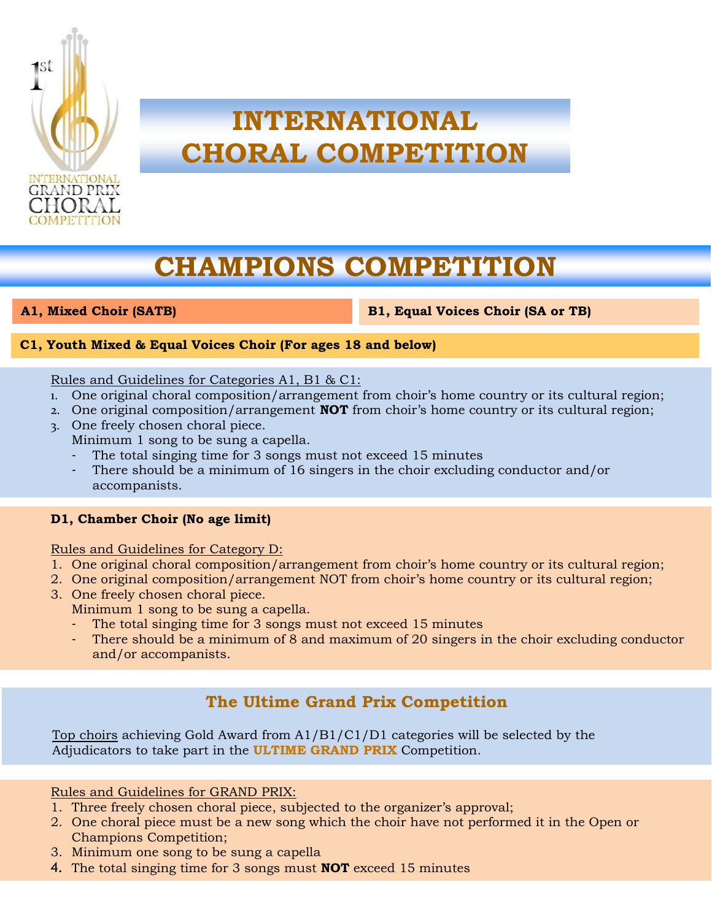# INTERNATIONAL CHORAL COMPETITION

## CHAMPIONS COMPETITION

**A1, Mixed Choir (SATB)**

**B1, Equal Voices Choir (SA or TB)**

**C1, Youth Mixed & Equal Voices Choir (For ages 18 and below)**

Rules and Guidelines for Categories A1, B1 & C1:

1. One original choral composition/arrangement from choir's home country or its cultural region;
2. One original composition/arrangement **NOT** from choir's home country or its cultural region;
3. One freely chosen choral piece.
   Minimum 1 song to be sung a capella.
   - The total singing time for 3 songs must not exceed 15 minutes
   - There should be a minimum of 16 singers in the choir excluding conductor and/or accompanists.

**D1, Chamber Choir (No age limit)**

Rules and Guidelines for Category D:

1. One original choral composition/arrangement from choir's home country or its cultural region;
2. One original composition/arrangement NOT from choir's home country or its cultural region;
3. One freely chosen choral piece.
   Minimum 1 song to be sung a capella.
   - The total singing time for 3 songs must not exceed 15 minutes
   - There should be a minimum of 8 and maximum of 20 singers in the choir excluding conductor and/or accompanists.

### The Ultime Grand Prix Competition

Top choirs achieving Gold Award from A1/B1/C1/D1 categories will be selected by the Adjudicators to take part in the **ULTIME GRAND PRIX** Competition.

Rules and Guidelines for GRAND PRIX:

1. Three freely chosen choral piece, subjected to the organizer's approval;
2. One choral piece must be a new song which the choir have not performed it in the Open or Champions Competition;
3. Minimum one song to be sung a capella
4. The total singing time for 3 songs must **NOT** exceed 15 minutes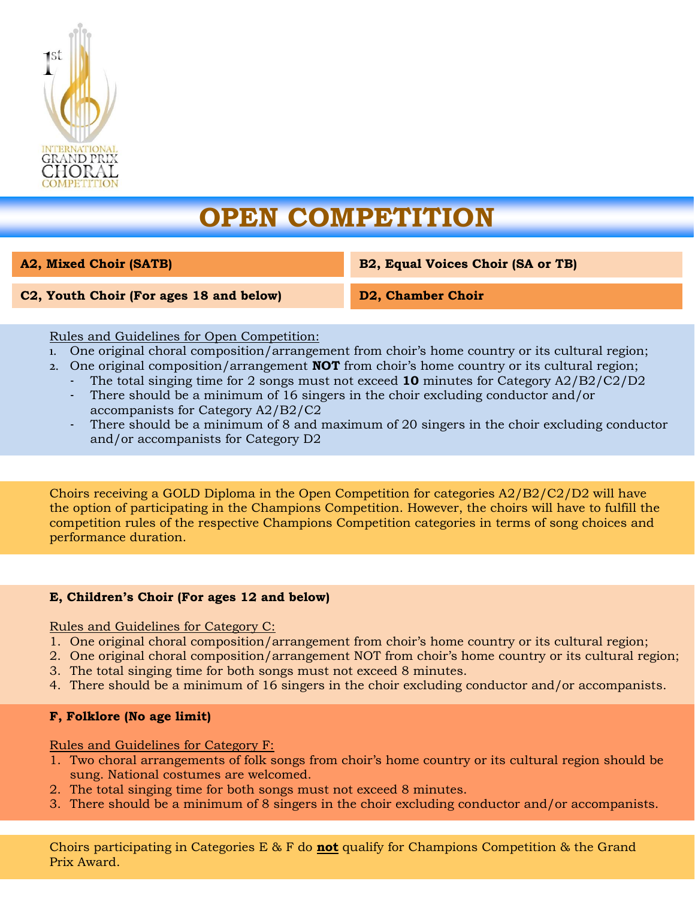# OPEN COMPETITION

| A2, Mixed Choir (SATB) | B2, Equal Voices Choir (SA or TB) |
|---|---|
| **C2, Youth Choir (For ages 18 and below)** | **D2, Chamber Choir** |

Rules and Guidelines for Open Competition:

1. One original choral composition/arrangement from choir's home country or its cultural region;
2. One original composition/arrangement **NOT** from choir's home country or its cultural region;
   - The total singing time for 2 songs must not exceed **10** minutes for Category A2/B2/C2/D2
   - There should be a minimum of 16 singers in the choir excluding conductor and/or accompanists for Category A2/B2/C2
   - There should be a minimum of 8 and maximum of 20 singers in the choir excluding conductor and/or accompanists for Category D2

Choirs receiving a GOLD Diploma in the Open Competition for categories A2/B2/C2/D2 will have the option of participating in the Champions Competition. However, the choirs will have to fulfill the competition rules of the respective Champions Competition categories in terms of song choices and performance duration.

**E, Children's Choir (For ages 12 and below)**

Rules and Guidelines for Category C:

1. One original choral composition/arrangement from choir's home country or its cultural region;
2. One original choral composition/arrangement NOT from choir's home country or its cultural region;
3. The total singing time for both songs must not exceed 8 minutes.
4. There should be a minimum of 16 singers in the choir excluding conductor and/or accompanists.

**F, Folklore (No age limit)**

Rules and Guidelines for Category F:

1. Two choral arrangements of folk songs from choir's home country or its cultural region should be sung. National costumes are welcomed.
2. The total singing time for both songs must not exceed 8 minutes.
3. There should be a minimum of 8 singers in the choir excluding conductor and/or accompanists.

Choirs participating in Categories E & F do **not** qualify for Champions Competition & the Grand Prix Award.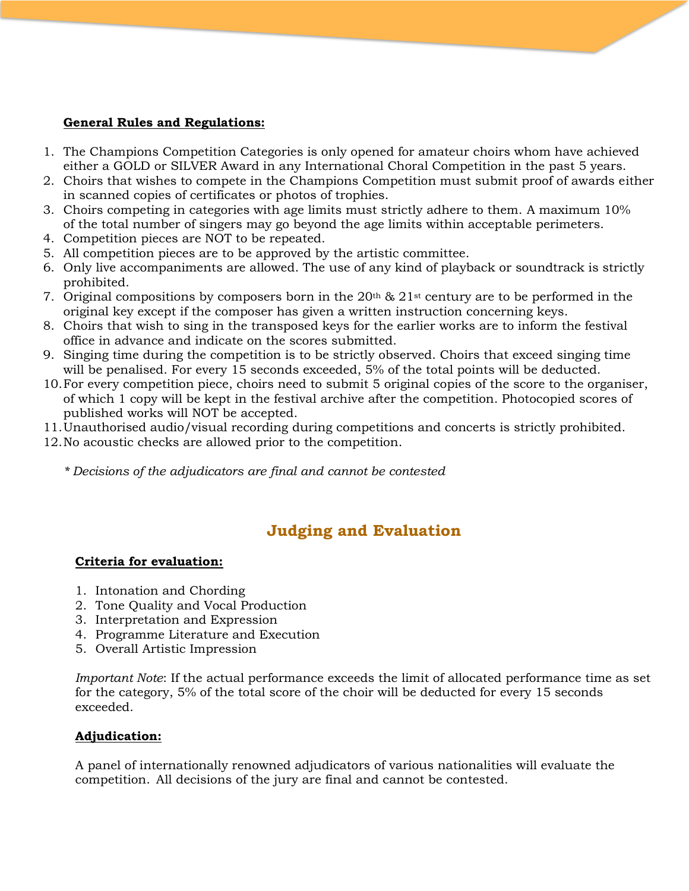**General Rules and Regulations:**

1. The Champions Competition Categories is only opened for amateur choirs whom have achieved either a GOLD or SILVER Award in any International Choral Competition in the past 5 years.
2. Choirs that wishes to compete in the Champions Competition must submit proof of awards either in scanned copies of certificates or photos of trophies.
3. Choirs competing in categories with age limits must strictly adhere to them. A maximum 10% of the total number of singers may go beyond the age limits within acceptable perimeters.
4. Competition pieces are NOT to be repeated.
5. All competition pieces are to be approved by the artistic committee.
6. Only live accompaniments are allowed. The use of any kind of playback or soundtrack is strictly prohibited.
7. Original compositions by composers born in the 20th & 21st century are to be performed in the original key except if the composer has given a written instruction concerning keys.
8. Choirs that wish to sing in the transposed keys for the earlier works are to inform the festival office in advance and indicate on the scores submitted.
9. Singing time during the competition is to be strictly observed. Choirs that exceed singing time will be penalised. For every 15 seconds exceeded, 5% of the total points will be deducted.
10. For every competition piece, choirs need to submit 5 original copies of the score to the organiser, of which 1 copy will be kept in the festival archive after the competition. Photocopied scores of published works will NOT be accepted.
11. Unauthorised audio/visual recording during competitions and concerts is strictly prohibited.
12. No acoustic checks are allowed prior to the competition.

*\* Decisions of the adjudicators are final and cannot be contested*

## Judging and Evaluation

**Criteria for evaluation:**

1. Intonation and Chording
2. Tone Quality and Vocal Production
3. Interpretation and Expression
4. Programme Literature and Execution
5. Overall Artistic Impression

*Important Note*: If the actual performance exceeds the limit of allocated performance time as set for the category, 5% of the total score of the choir will be deducted for every 15 seconds exceeded.

**Adjudication:**

A panel of internationally renowned adjudicators of various nationalities will evaluate the competition. All decisions of the jury are final and cannot be contested.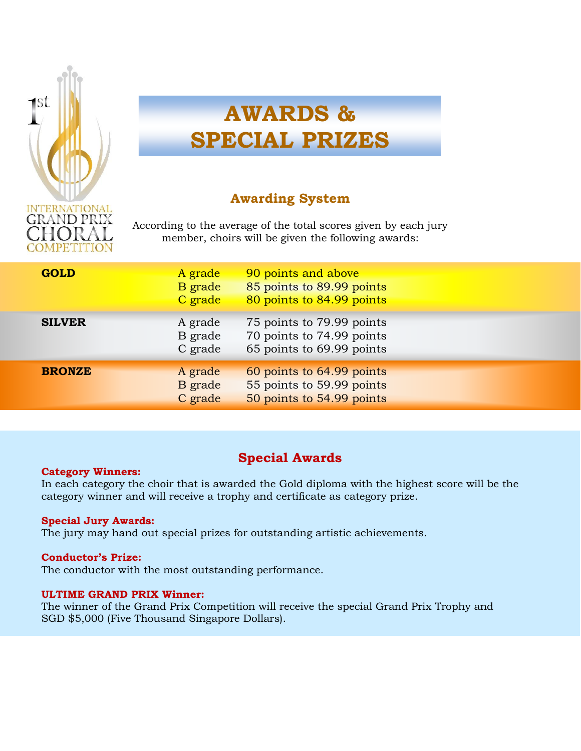1st INTERNATIONAL GRAND PRIX CHORAL COMPETITION

# AWARDS & SPECIAL PRIZES

## Awarding System

According to the average of the total scores given by each jury member, choirs will be given the following awards:

| | | |
|---|---|---|
| **GOLD** | A grade | 90 points and above |
| | B grade | 85 points to 89.99 points |
| | C grade | 80 points to 84.99 points |
| **SILVER** | A grade | 75 points to 79.99 points |
| | B grade | 70 points to 74.99 points |
| | C grade | 65 points to 69.99 points |
| **BRONZE** | A grade | 60 points to 64.99 points |
| | B grade | 55 points to 59.99 points |
| | C grade | 50 points to 54.99 points |

## Special Awards

**Category Winners:**
In each category the choir that is awarded the Gold diploma with the highest score will be the category winner and will receive a trophy and certificate as category prize.

**Special Jury Awards:**
The jury may hand out special prizes for outstanding artistic achievements.

**Conductor's Prize:**
The conductor with the most outstanding performance.

**ULTIME GRAND PRIX Winner:**
The winner of the Grand Prix Competition will receive the special Grand Prix Trophy and SGD $5,000 (Five Thousand Singapore Dollars).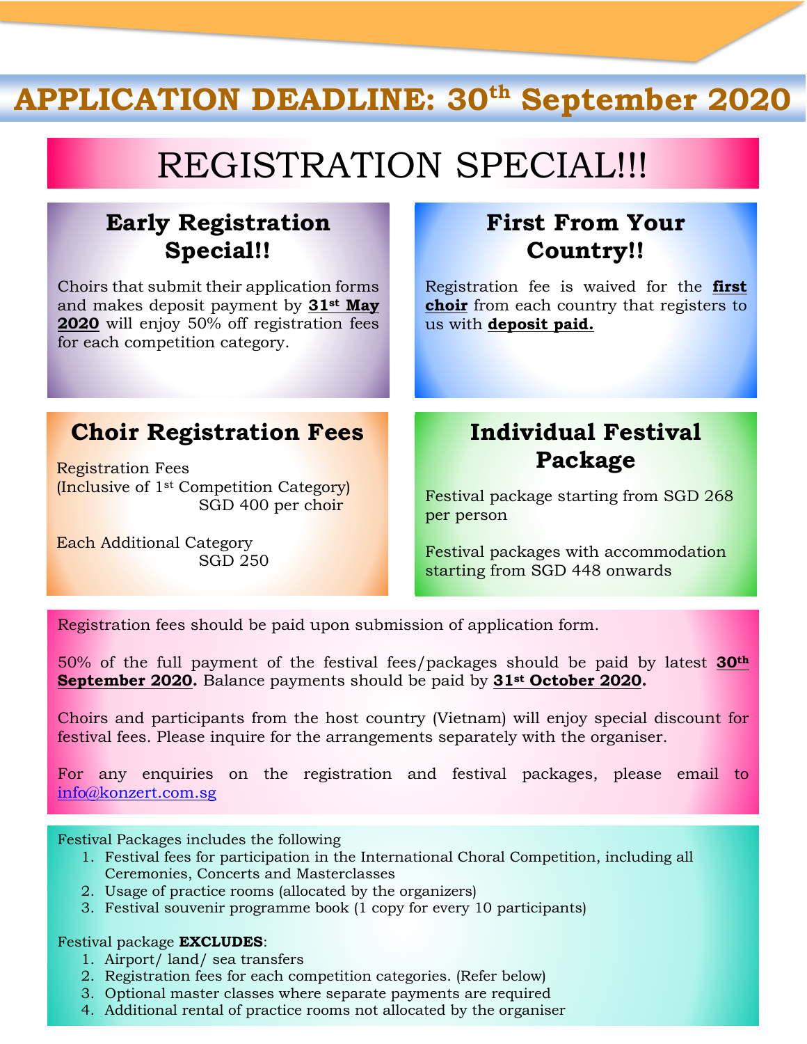# APPLICATION DEADLINE: 30th September 2020

## REGISTRATION SPECIAL!!!

### Early Registration Special!!

Choirs that submit their application forms and makes deposit payment by **31st May 2020** will enjoy 50% off registration fees for each competition category.

### First From Your Country!!

Registration fee is waived for the **first choir** from each country that registers to us with **deposit paid.**

### Choir Registration Fees

Registration Fees
(Inclusive of 1st Competition Category)
SGD 400 per choir

Each Additional Category
SGD 250

### Individual Festival Package

Festival package starting from SGD 268 per person

Festival packages with accommodation starting from SGD 448 onwards

Registration fees should be paid upon submission of application form.

50% of the full payment of the festival fees/packages should be paid by latest **30th September 2020.** Balance payments should be paid by **31st October 2020.**

Choirs and participants from the host country (Vietnam) will enjoy special discount for festival fees. Please inquire for the arrangements separately with the organiser.

For any enquiries on the registration and festival packages, please email to info@konzert.com.sg

Festival Packages includes the following

1. Festival fees for participation in the International Choral Competition, including all Ceremonies, Concerts and Masterclasses
2. Usage of practice rooms (allocated by the organizers)
3. Festival souvenir programme book (1 copy for every 10 participants)

Festival package **EXCLUDES**:

1. Airport/ land/ sea transfers
2. Registration fees for each competition categories. (Refer below)
3. Optional master classes where separate payments are required
4. Additional rental of practice rooms not allocated by the organiser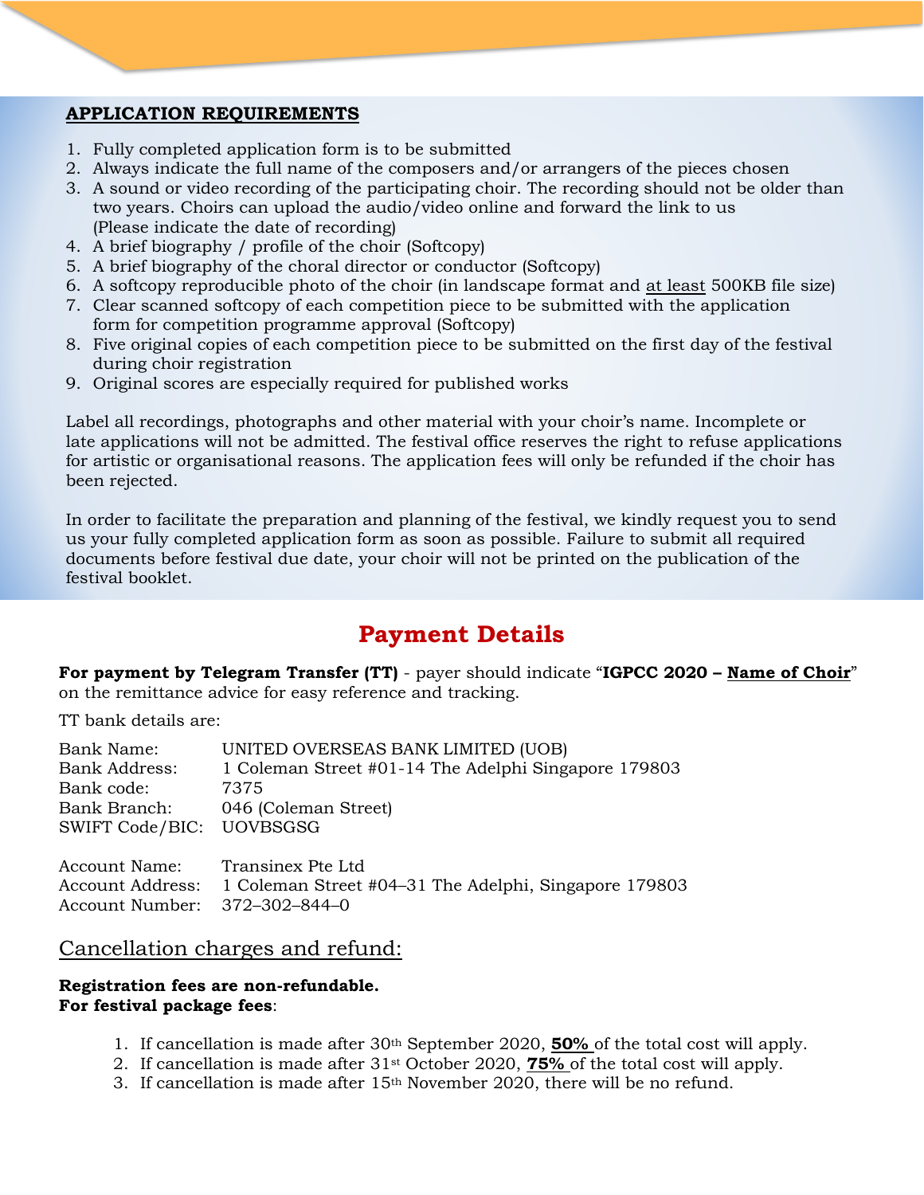## APPLICATION REQUIREMENTS

1. Fully completed application form is to be submitted
2. Always indicate the full name of the composers and/or arrangers of the pieces chosen
3. A sound or video recording of the participating choir. The recording should not be older than two years. Choirs can upload the audio/video online and forward the link to us (Please indicate the date of recording)
4. A brief biography / profile of the choir (Softcopy)
5. A brief biography of the choral director or conductor (Softcopy)
6. A softcopy reproducible photo of the choir (in landscape format and at least 500KB file size)
7. Clear scanned softcopy of each competition piece to be submitted with the application form for competition programme approval (Softcopy)
8. Five original copies of each competition piece to be submitted on the first day of the festival during choir registration
9. Original scores are especially required for published works

Label all recordings, photographs and other material with your choir's name. Incomplete or late applications will not be admitted. The festival office reserves the right to refuse applications for artistic or organisational reasons. The application fees will only be refunded if the choir has been rejected.

In order to facilitate the preparation and planning of the festival, we kindly request you to send us your fully completed application form as soon as possible. Failure to submit all required documents before festival due date, your choir will not be printed on the publication of the festival booklet.

# Payment Details

**For payment by Telegram Transfer (TT)** - payer should indicate "**IGPCC 2020 – Name of Choir**" on the remittance advice for easy reference and tracking.

TT bank details are:

Bank Name: UNITED OVERSEAS BANK LIMITED (UOB)
Bank Address: 1 Coleman Street #01-14 The Adelphi Singapore 179803
Bank code: 7375
Bank Branch: 046 (Coleman Street)
SWIFT Code/BIC: UOVBSGSG

Account Name: Transinex Pte Ltd
Account Address: 1 Coleman Street #04–31 The Adelphi, Singapore 179803
Account Number: 372–302–844–0

## Cancellation charges and refund:

**Registration fees are non-refundable.**
**For festival package fees**:

1. If cancellation is made after 30th September 2020, **50%** of the total cost will apply.
2. If cancellation is made after 31st October 2020, **75%** of the total cost will apply.
3. If cancellation is made after 15th November 2020, there will be no refund.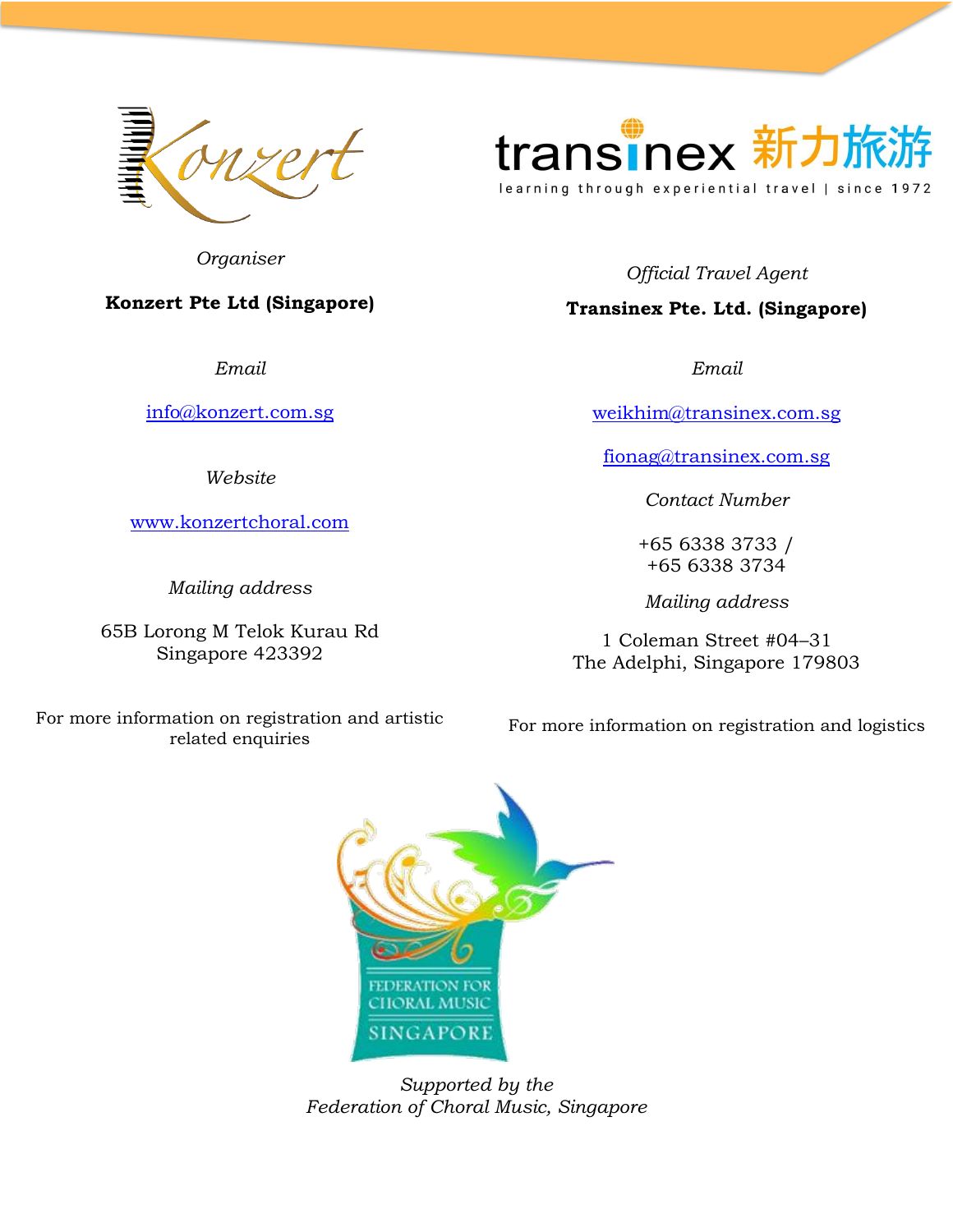*Organiser*

**Konzert Pte Ltd (Singapore)**

*Email*

info@konzert.com.sg

*Website*

www.konzertchoral.com

*Mailing address*

65B Lorong M Telok Kurau Rd
Singapore 423392

For more information on registration and artistic related enquiries

*Official Travel Agent*

**Transinex Pte. Ltd. (Singapore)**

*Email*

weikhim@transinex.com.sg

fionag@transinex.com.sg

*Contact Number*

+65 6338 3733 /
+65 6338 3734

*Mailing address*

1 Coleman Street #04–31
The Adelphi, Singapore 179803

For more information on registration and logistics

*Supported by the*
*Federation of Choral Music, Singapore*